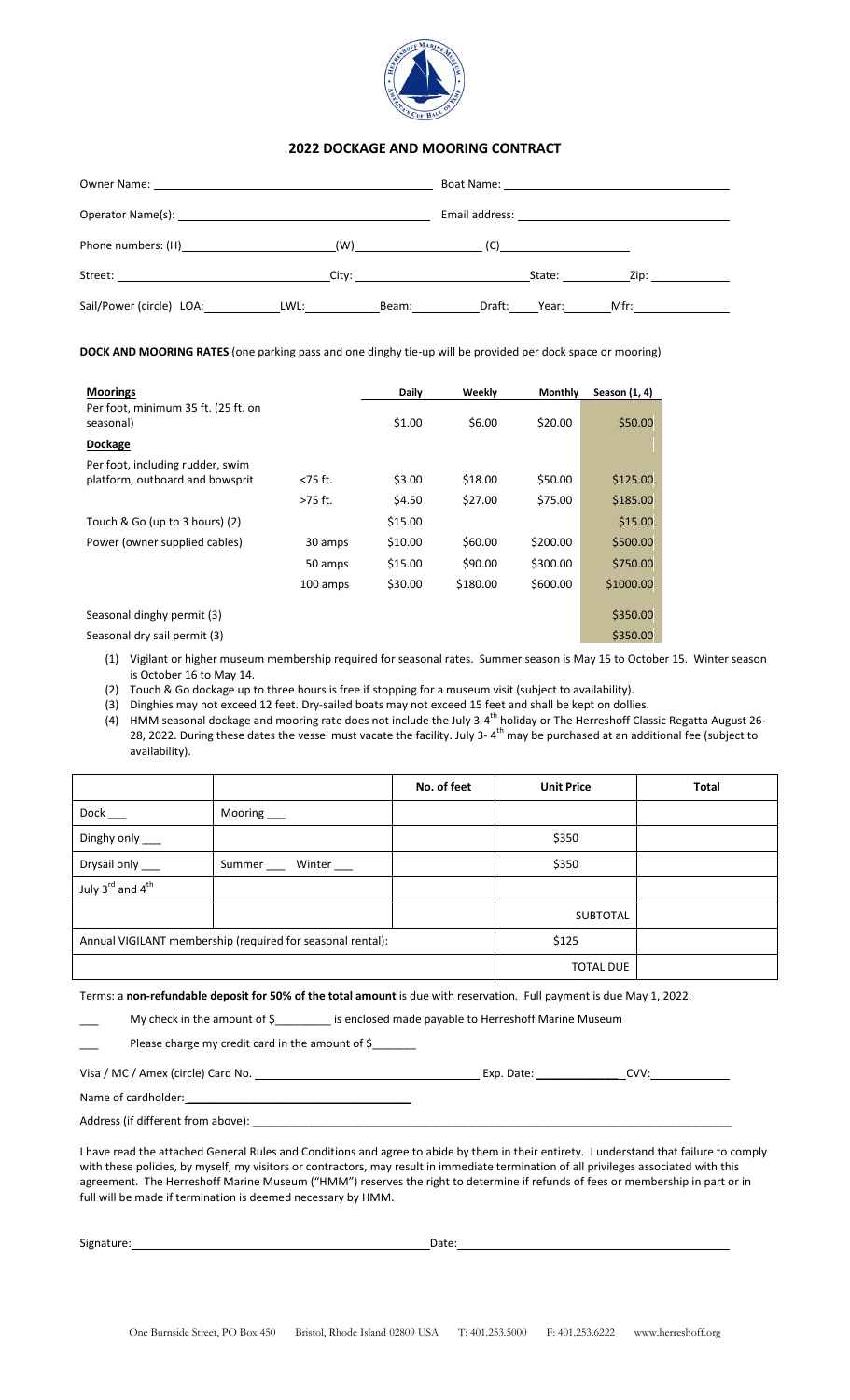## 2022 DOCKAGE AND MOORING CONTRACT

Owner Name: ______________________ Boat Name: ______________________

Operator Name(s): ______________________ Email address: ______________________

Phone numbers: (H)______________ (W)______________ (C)______________

Street: ______________ City: ______________ State: ________ Zip: ________

Sail/Power (circle) LOA:________ LWL:________ Beam:________ Draft:________ Year:________ Mfr:________

**DOCK AND MOORING RATES** (one parking pass and one dinghy tie-up will be provided per dock space or mooring)

| **Moorings** | | **Daily** | **Weekly** | **Monthly** | **Season (1, 4)** |
|---|---|---|---|---|---|
| Per foot, minimum 35 ft. (25 ft. on seasonal) | | \$1.00 | \$6.00 | \$20.00 | \$50.00 |
| **Dockage** | | | | | |
| Per foot, including rudder, swim platform, outboard and bowsprit | <75 ft. | \$3.00 | \$18.00 | \$50.00 | \$125.00 |
| | >75 ft. | \$4.50 | \$27.00 | \$75.00 | \$185.00 |
| Touch & Go (up to 3 hours) (2) | | \$15.00 | | | \$15.00 |
| Power (owner supplied cables) | 30 amps | \$10.00 | \$60.00 | \$200.00 | \$500.00 |
| | 50 amps | \$15.00 | \$90.00 | \$300.00 | \$750.00 |
| | 100 amps | \$30.00 | \$180.00 | \$600.00 | \$1000.00 |
| Seasonal dinghy permit (3) | | | | | \$350.00 |
| Seasonal dry sail permit (3) | | | | | \$350.00 |

1. Vigilant or higher museum membership required for seasonal rates. Summer season is May 15 to October 15. Winter season is October 16 to May 14.
2. Touch & Go dockage up to three hours is free if stopping for a museum visit (subject to availability).
3. Dinghies may not exceed 12 feet. Dry-sailed boats may not exceed 15 feet and shall be kept on dollies.
4. HMM seasonal dockage and mooring rate does not include the July 3-4th holiday or The Herreshoff Classic Regatta August 26-28, 2022. During these dates the vessel must vacate the facility. July 3- 4th may be purchased at an additional fee (subject to availability).

| | | No. of feet | Unit Price | Total |
|---|---|---|---|---|
| Dock ___ | Mooring ___ | | | |
| Dinghy only ___ | | | \$350 | |
| Drysail only ___ | Summer ___ Winter ___ | | \$350 | |
| July 3rd and 4th | | | | |
| | | | SUBTOTAL | |
| Annual VIGILANT membership (required for seasonal rental): | | | \$125 | |
| | | | TOTAL DUE | |

Terms: a **non-refundable deposit for 50% of the total amount** is due with reservation. Full payment is due May 1, 2022.

___ My check in the amount of \$_________ is enclosed made payable to Herreshoff Marine Museum

___ Please charge my credit card in the amount of \$_______

Visa / MC / Amex (circle) Card No. ______________________ Exp. Date: ____________ CVV: ________

Name of cardholder: ______________________

Address (if different from above): ______________________

I have read the attached General Rules and Conditions and agree to abide by them in their entirety. I understand that failure to comply with these policies, by myself, my visitors or contractors, may result in immediate termination of all privileges associated with this agreement. The Herreshoff Marine Museum ("HMM") reserves the right to determine if refunds of fees or membership in part or in full will be made if termination is deemed necessary by HMM.

Signature: ______________________ Date: ______________________

One Burnside Street, PO Box 450 Bristol, Rhode Island 02809 USA T: 401.253.5000 F: 401.253.6222 www.herreshoff.org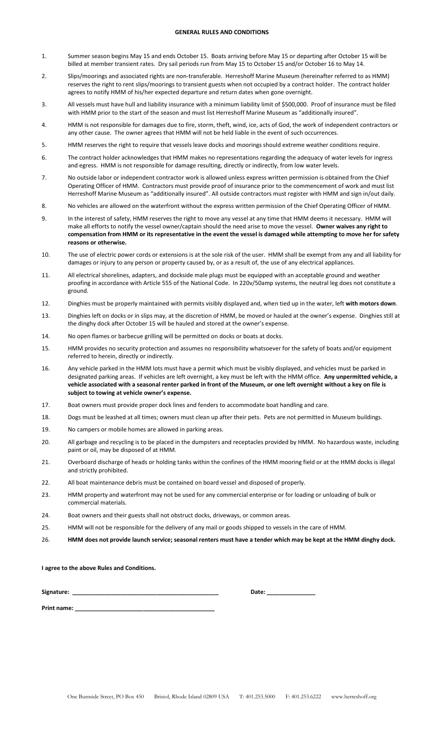**GENERAL RULES AND CONDITIONS**

1. Summer season begins May 15 and ends October 15. Boats arriving before May 15 or departing after October 15 will be billed at member transient rates. Dry sail periods run from May 15 to October 15 and/or October 16 to May 14.
2. Slips/moorings and associated rights are non-transferable. Herreshoff Marine Museum (hereinafter referred to as HMM) reserves the right to rent slips/moorings to transient guests when not occupied by a contract holder. The contract holder agrees to notify HMM of his/her expected departure and return dates when gone overnight.
3. All vessels must have hull and liability insurance with a minimum liability limit of $500,000. Proof of insurance must be filed with HMM prior to the start of the season and must list Herreshoff Marine Museum as "additionally insured".
4. HMM is not responsible for damages due to fire, storm, theft, wind, ice, acts of God, the work of independent contractors or any other cause. The owner agrees that HMM will not be held liable in the event of such occurrences.
5. HMM reserves the right to require that vessels leave docks and moorings should extreme weather conditions require.
6. The contract holder acknowledges that HMM makes no representations regarding the adequacy of water levels for ingress and egress. HMM is not responsible for damage resulting, directly or indirectly, from low water levels.
7. No outside labor or independent contractor work is allowed unless express written permission is obtained from the Chief Operating Officer of HMM. Contractors must provide proof of insurance prior to the commencement of work and must list Herreshoff Marine Museum as "additionally insured". All outside contractors must register with HMM and sign in/out daily.
8. No vehicles are allowed on the waterfront without the express written permission of the Chief Operating Officer of HMM.
9. In the interest of safety, HMM reserves the right to move any vessel at any time that HMM deems it necessary. HMM will make all efforts to notify the vessel owner/captain should the need arise to move the vessel. **Owner waives any right to compensation from HMM or its representative in the event the vessel is damaged while attempting to move her for safety reasons or otherwise.**
10. The use of electric power cords or extensions is at the sole risk of the user. HMM shall be exempt from any and all liability for damages or injury to any person or property caused by, or as a result of, the use of any electrical appliances.
11. All electrical shorelines, adapters, and dockside male plugs must be equipped with an acceptable ground and weather proofing in accordance with Article 555 of the National Code. In 220v/50amp systems, the neutral leg does not constitute a ground.
12. Dinghies must be properly maintained with permits visibly displayed and, when tied up in the water, left **with motors down**.
13. Dinghies left on docks or in slips may, at the discretion of HMM, be moved or hauled at the owner's expense. Dinghies still at the dinghy dock after October 15 will be hauled and stored at the owner's expense.
14. No open flames or barbecue grilling will be permitted on docks or boats at docks.
15. HMM provides no security protection and assumes no responsibility whatsoever for the safety of boats and/or equipment referred to herein, directly or indirectly.
16. Any vehicle parked in the HMM lots must have a permit which must be visibly displayed, and vehicles must be parked in designated parking areas. If vehicles are left overnight, a key must be left with the HMM office. **Any unpermitted vehicle, a vehicle associated with a seasonal renter parked in front of the Museum, or one left overnight without a key on file is subject to towing at vehicle owner's expense.**
17. Boat owners must provide proper dock lines and fenders to accommodate boat handling and care.
18. Dogs must be leashed at all times; owners must clean up after their pets. Pets are not permitted in Museum buildings.
19. No campers or mobile homes are allowed in parking areas.
20. All garbage and recycling is to be placed in the dumpsters and receptacles provided by HMM. No hazardous waste, including paint or oil, may be disposed of at HMM.
21. Overboard discharge of heads or holding tanks within the confines of the HMM mooring field or at the HMM docks is illegal and strictly prohibited.
22. All boat maintenance debris must be contained on board vessel and disposed of properly.
23. HMM property and waterfront may not be used for any commercial enterprise or for loading or unloading of bulk or commercial materials.
24. Boat owners and their guests shall not obstruct docks, driveways, or common areas.
25. HMM will not be responsible for the delivery of any mail or goods shipped to vessels in the care of HMM.
26. **HMM does not provide launch service; seasonal renters must have a tender which may be kept at the HMM dinghy dock.**

**I agree to the above Rules and Conditions.**

**Signature:** _______________________________________________ **Date:** _______________

**Print name:** _____________________________________________

One Burnside Street, PO Box 450 Bristol, Rhode Island 02809 USA T: 401.253.5000 F: 401.253.6222 www.herreshoff.org